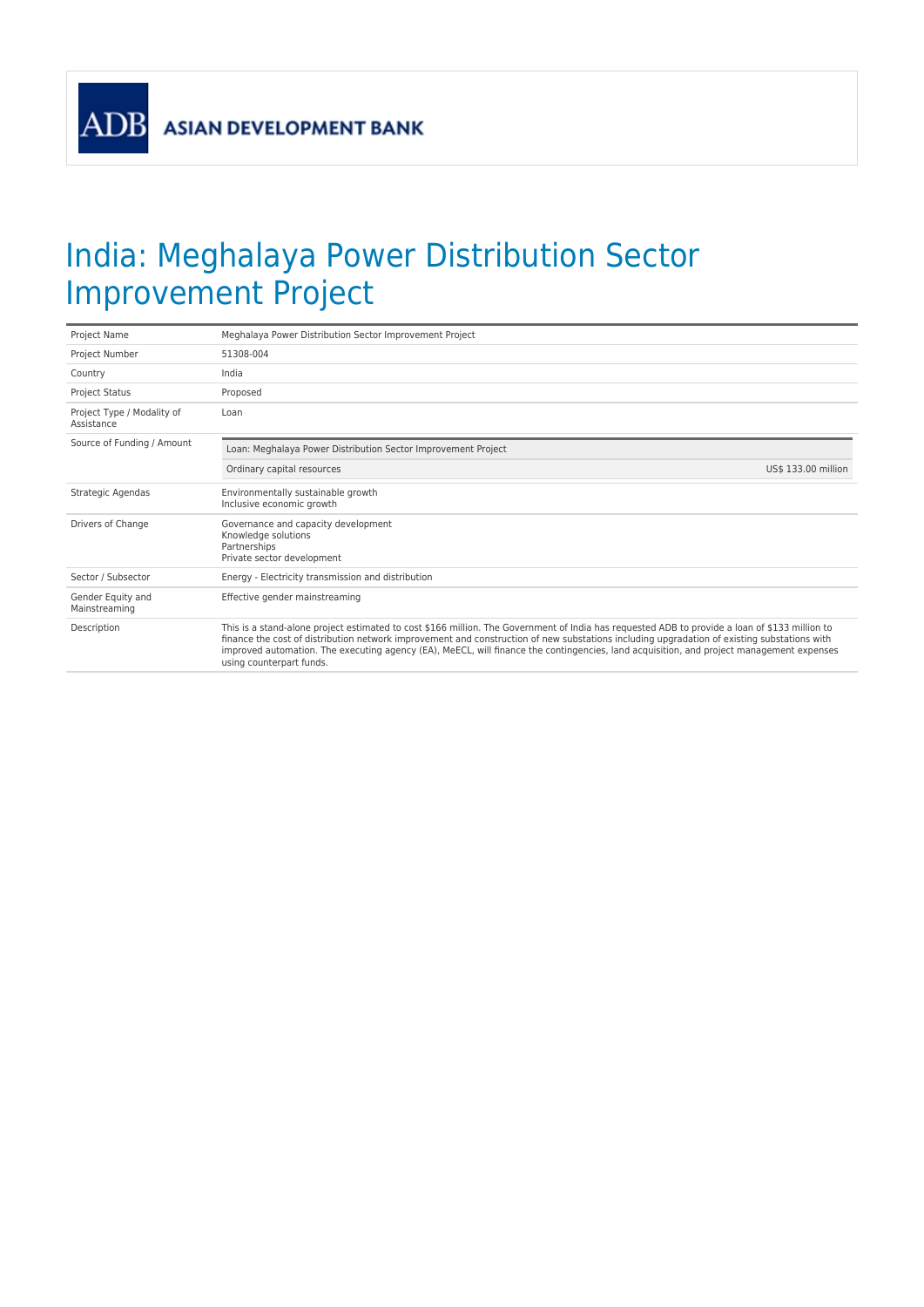ASIAN DEVELOPMENT BANK

# India: Meghalaya Power Distribution Sector Improvement Project

| | |
|---|---|
| Project Name | Meghalaya Power Distribution Sector Improvement Project |
| Project Number | 51308-004 |
| Country | India |
| Project Status | Proposed |
| Project Type / Modality of Assistance | Loan |
| Source of Funding / Amount | Loan: Meghalaya Power Distribution Sector Improvement Project<br>Ordinary capital resources US$ 133.00 million |
| Strategic Agendas | Environmentally sustainable growth<br>Inclusive economic growth |
| Drivers of Change | Governance and capacity development<br>Knowledge solutions<br>Partnerships<br>Private sector development |
| Sector / Subsector | Energy - Electricity transmission and distribution |
| Gender Equity and Mainstreaming | Effective gender mainstreaming |
| Description | This is a stand-alone project estimated to cost $166 million. The Government of India has requested ADB to provide a loan of $133 million to finance the cost of distribution network improvement and construction of new substations including upgradation of existing substations with improved automation. The executing agency (EA), MeECL, will finance the contingencies, land acquisition, and project management expenses using counterpart funds. |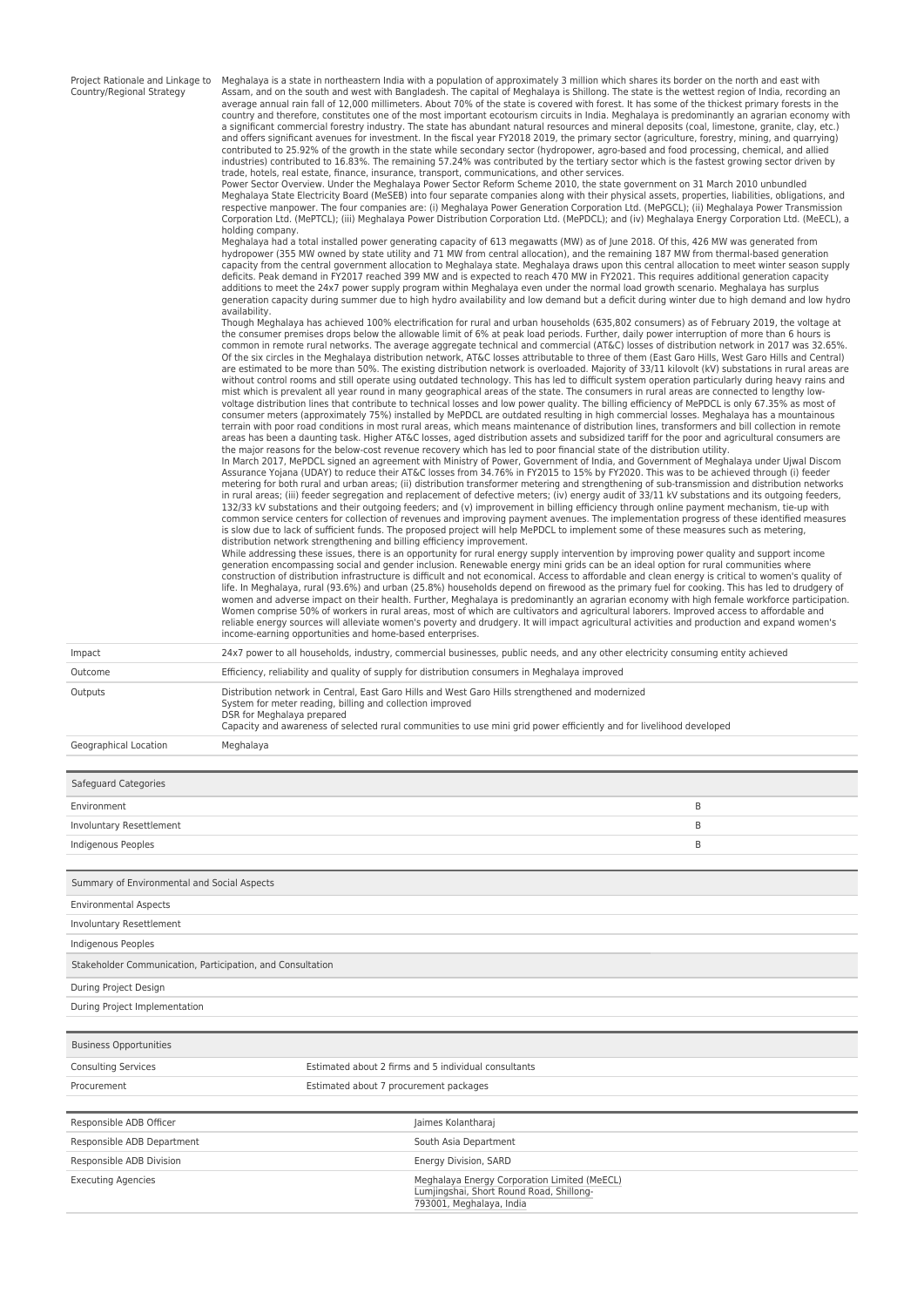| | |
|---|---|
| Project Rationale and Linkage to Country/Regional Strategy | Meghalaya is a state in northeastern India with a population of approximately 3 million which shares its border on the north and east with Assam, and on the south and west with Bangladesh. The capital of Meghalaya is Shillong. The state is the wettest region of India, recording an average annual rain fall of 12,000 millimeters. About 70% of the state is covered with forest. It has some of the thickest primary forests in the country and therefore, constitutes one of the most important ecotourism circuits in India. Meghalaya is predominantly an agrarian economy with a significant commercial forestry industry. The state has abundant natural resources and mineral deposits (coal, limestone, granite, clay, etc.) and offers significant avenues for investment. In the fiscal year FY2018 2019, the primary sector (agriculture, forestry, mining, and quarrying) contributed to 25.92% of the growth in the state while secondary sector (hydropower, agro-based and food processing, chemical, and allied industries) contributed to 16.83%. The remaining 57.24% was contributed by the tertiary sector which is the fastest growing sector driven by trade, hotels, real estate, finance, insurance, transport, communications, and other services.<br>Power Sector Overview. Under the Meghalaya Power Sector Reform Scheme 2010, the state government on 31 March 2010 unbundled Meghalaya State Electricity Board (MeSEB) into four separate companies along with their physical assets, properties, liabilities, obligations, and respective manpower. The four companies are: (i) Meghalaya Power Generation Corporation Ltd. (MePGCL); (ii) Meghalaya Power Transmission Corporation Ltd. (MePTCL); (iii) Meghalaya Power Distribution Corporation Ltd. (MePDCL); and (iv) Meghalaya Energy Corporation Ltd. (MeECL), a holding company.<br>Meghalaya had a total installed power generating capacity of 613 megawatts (MW) as of June 2018. Of this, 426 MW was generated from hydropower (355 MW owned by state utility and 71 MW from central allocation), and the remaining 187 MW from thermal-based generation capacity from the central government allocation to Meghalaya state. Meghalaya draws upon this central allocation to meet winter season supply deficits. Peak demand in FY2017 reached 399 MW and is expected to reach 470 MW in FY2021. This requires additional generation capacity additions to meet the 24x7 power supply program within Meghalaya even under the normal load growth scenario. Meghalaya has surplus generation capacity during summer due to high hydro availability and low demand but a deficit during winter due to high demand and low hydro availability.<br>Though Meghalaya has achieved 100% electrification for rural and urban households (635,802 consumers) as of February 2019, the voltage at the consumer premises drops below the allowable limit of 6% at peak load periods. Further, daily power interruption of more than 6 hours is common in remote rural networks. The average aggregate technical and commercial (AT&C) losses of distribution network in 2017 was 32.65%. Of the six circles in the Meghalaya distribution network, AT&C losses attributable to three of them (East Garo Hills, West Garo Hills and Central) are estimated to be more than 50%. The existing distribution network is overloaded. Majority of 33/11 kilovolt (kV) substations in rural areas are without control rooms and still operate using outdated technology. This has led to difficult system operation particularly during heavy rains and mist which is prevalent all year round in many geographical areas of the state. The consumers in rural areas are connected to lengthy low-voltage distribution lines that contribute to technical losses and low power quality. The billing efficiency of MePDCL is only 67.35% as most of consumer meters (approximately 75%) installed by MePDCL are outdated resulting in high commercial losses. Meghalaya has a mountainous terrain with poor road conditions in most rural areas, which means maintenance of distribution lines, transformers and bill collection in remote areas has been a daunting task. Higher AT&C losses, aged distribution assets and subsidized tariff for the poor and agricultural consumers are the major reasons for the below-cost revenue recovery which has led to poor financial state of the distribution utility.<br>In March 2017, MePDCL signed an agreement with Ministry of Power, Government of India, and Government of Meghalaya under Ujwal Discom Assurance Yojana (UDAY) to reduce their AT&C losses from 34.76% in FY2015 to 15% by FY2020. This was to be achieved through (i) feeder metering for both rural and urban areas; (ii) distribution transformer metering and strengthening of sub-transmission and distribution networks in rural areas; (iii) feeder segregation and replacement of defective meters; (iv) energy audit of 33/11 kV substations and its outgoing feeders, 132/33 kV substations and their outgoing feeders; and (v) improvement in billing efficiency through online payment mechanism, tie-up with common service centers for collection of revenues and improving payment avenues. The implementation progress of these identified measures is slow due to lack of sufficient funds. The proposed project will help MePDCL to implement some of these measures such as metering, distribution network strengthening and billing efficiency improvement.<br>While addressing these issues, there is an opportunity for rural energy supply intervention by improving power quality and support income generation encompassing social and gender inclusion. Renewable energy mini grids can be an ideal option for rural communities where construction of distribution infrastructure is difficult and not economical. Access to affordable and clean energy is critical to women's quality of life. In Meghalaya, rural (93.6%) and urban (25.8%) households depend on firewood as the primary fuel for cooking. This has led to drudgery of women and adverse impact on their health. Further, Meghalaya is predominantly an agrarian economy with high female workforce participation. Women comprise 50% of workers in rural areas, most of which are cultivators and agricultural laborers. Improved access to affordable and reliable energy sources will alleviate women's poverty and drudgery. It will impact agricultural activities and production and expand women's income-earning opportunities and home-based enterprises. |
| Impact | 24x7 power to all households, industry, commercial businesses, public needs, and any other electricity consuming entity achieved |
| Outcome | Efficiency, reliability and quality of supply for distribution consumers in Meghalaya improved |
| Outputs | Distribution network in Central, East Garo Hills and West Garo Hills strengthened and modernized<br>System for meter reading, billing and collection improved<br>DSR for Meghalaya prepared<br>Capacity and awareness of selected rural communities to use mini grid power efficiently and for livelihood developed |
| Geographical Location | Meghalaya |

| Safeguard Categories | |
|---|---|
| Environment | B |
| Involuntary Resettlement | B |
| Indigenous Peoples | B |

| Summary of Environmental and Social Aspects |
|---|
| Environmental Aspects |
| Involuntary Resettlement |
| Indigenous Peoples |

| Stakeholder Communication, Participation, and Consultation |
|---|
| During Project Design |
| During Project Implementation |

| Business Opportunities | |
|---|---|
| Consulting Services | Estimated about 2 firms and 5 individual consultants |
| Procurement | Estimated about 7 procurement packages |

| | |
|---|---|
| Responsible ADB Officer | Jaimes Kolantharaj |
| Responsible ADB Department | South Asia Department |
| Responsible ADB Division | Energy Division, SARD |
| Executing Agencies | Meghalaya Energy Corporation Limited (MeECL)<br>Lumjingshai, Short Round Road, Shillong-793001, Meghalaya, India |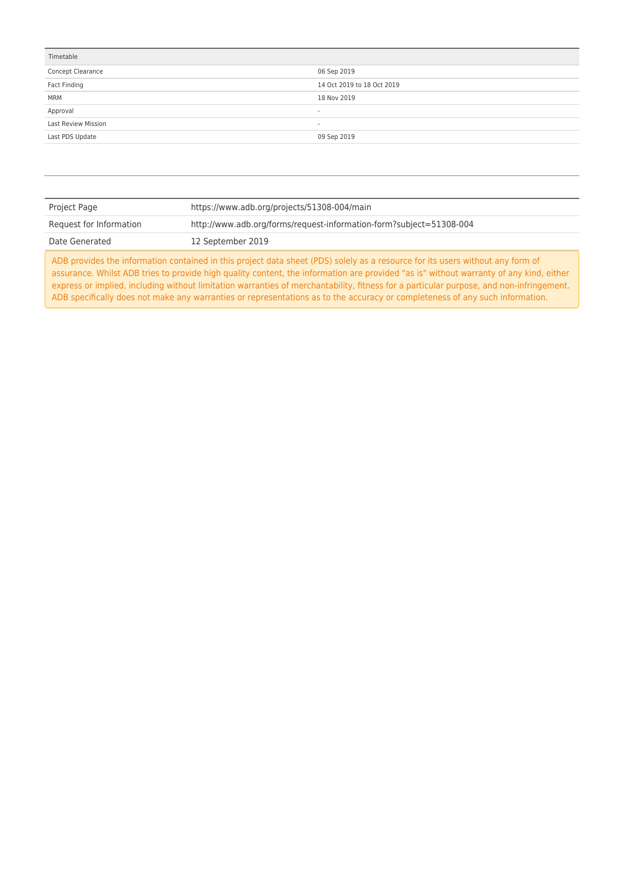| Timetable | |
|---|---|
| Concept Clearance | 06 Sep 2019 |
| Fact Finding | 14 Oct 2019 to 18 Oct 2019 |
| MRM | 18 Nov 2019 |
| Approval | - |
| Last Review Mission | - |
| Last PDS Update | 09 Sep 2019 |

| | |
|---|---|
| Project Page | https://www.adb.org/projects/51308-004/main |
| Request for Information | http://www.adb.org/forms/request-information-form?subject=51308-004 |
| Date Generated | 12 September 2019 |

ADB provides the information contained in this project data sheet (PDS) solely as a resource for its users without any form of assurance. Whilst ADB tries to provide high quality content, the information are provided "as is" without warranty of any kind, either express or implied, including without limitation warranties of merchantability, fitness for a particular purpose, and non-infringement. ADB specifically does not make any warranties or representations as to the accuracy or completeness of any such information.